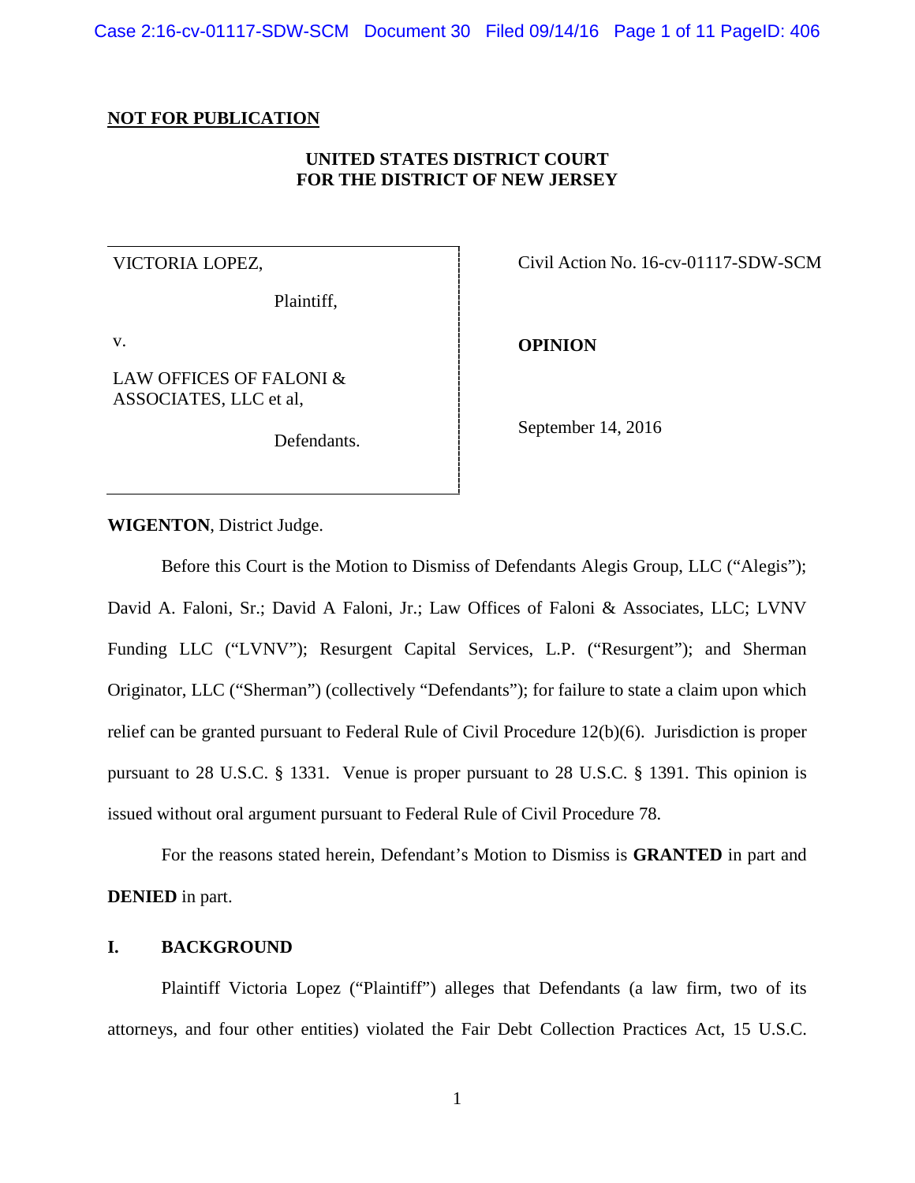**NOT FOR PUBLICATION**

**UNITED STATES DISTRICT COURT**
**FOR THE DISTRICT OF NEW JERSEY**

| | |
|---|---|
| VICTORIA LOPEZ,<br><br>Plaintiff,<br><br>v.<br><br>LAW OFFICES OF FALONI & ASSOCIATES, LLC et al,<br><br>Defendants. | Civil Action No. 16-cv-01117-SDW-SCM<br><br>**OPINION**<br><br>September 14, 2016 |

**WIGENTON**, District Judge.

Before this Court is the Motion to Dismiss of Defendants Alegis Group, LLC ("Alegis"); David A. Faloni, Sr.; David A Faloni, Jr.; Law Offices of Faloni & Associates, LLC; LVNV Funding LLC ("LVNV"); Resurgent Capital Services, L.P. ("Resurgent"); and Sherman Originator, LLC ("Sherman") (collectively "Defendants"); for failure to state a claim upon which relief can be granted pursuant to Federal Rule of Civil Procedure 12(b)(6). Jurisdiction is proper pursuant to 28 U.S.C. § 1331. Venue is proper pursuant to 28 U.S.C. § 1391. This opinion is issued without oral argument pursuant to Federal Rule of Civil Procedure 78.

For the reasons stated herein, Defendant's Motion to Dismiss is **GRANTED** in part and **DENIED** in part.

## I. BACKGROUND

Plaintiff Victoria Lopez ("Plaintiff") alleges that Defendants (a law firm, two of its attorneys, and four other entities) violated the Fair Debt Collection Practices Act, 15 U.S.C.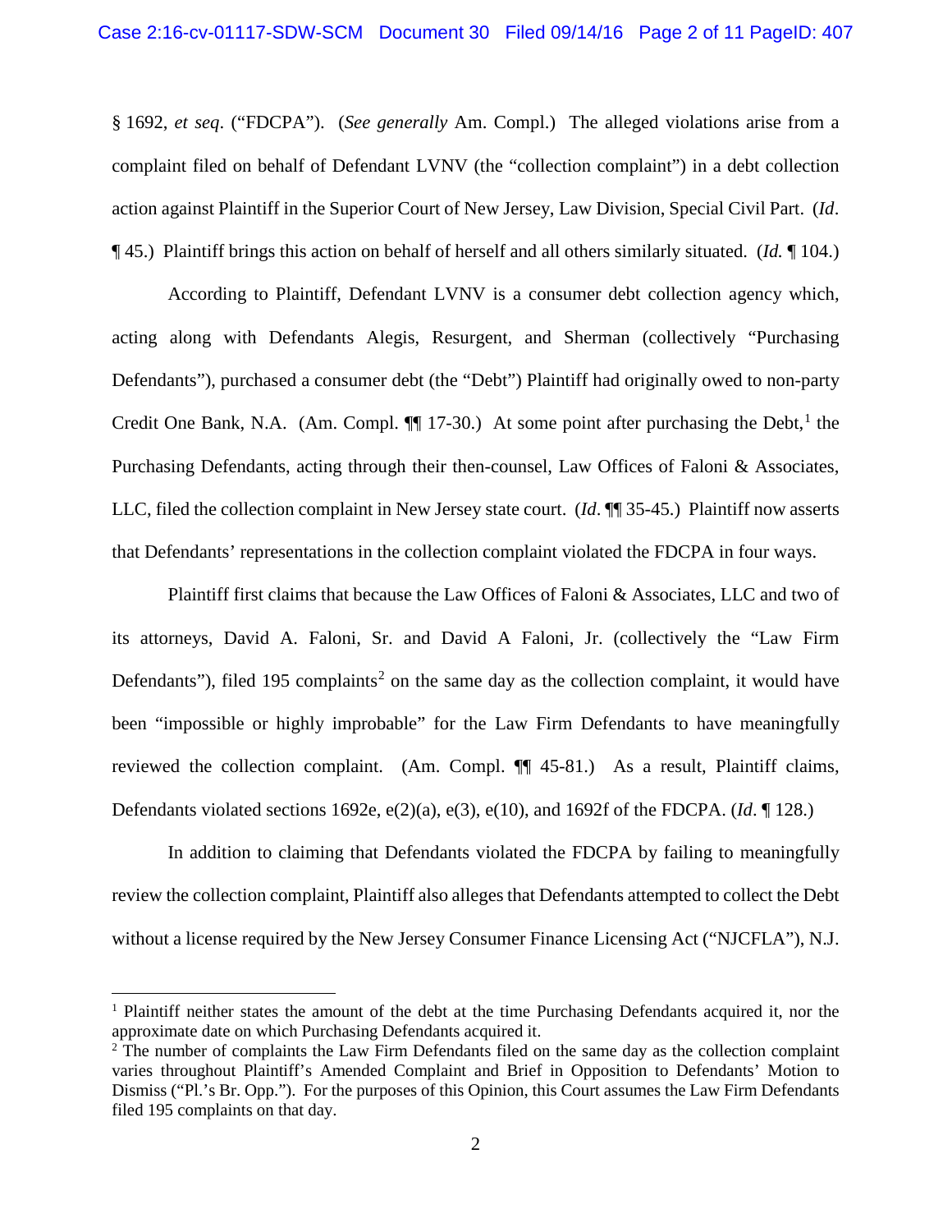§ 1692, *et seq*. ("FDCPA"). (*See generally* Am. Compl.) The alleged violations arise from a complaint filed on behalf of Defendant LVNV (the "collection complaint") in a debt collection action against Plaintiff in the Superior Court of New Jersey, Law Division, Special Civil Part. (*Id*. ¶ 45.) Plaintiff brings this action on behalf of herself and all others similarly situated. (*Id.* ¶ 104.)

According to Plaintiff, Defendant LVNV is a consumer debt collection agency which, acting along with Defendants Alegis, Resurgent, and Sherman (collectively "Purchasing Defendants"), purchased a consumer debt (the "Debt") Plaintiff had originally owed to non-party Credit One Bank, N.A. (Am. Compl. ¶¶ 17-30.) At some point after purchasing the Debt,[1] the Purchasing Defendants, acting through their then-counsel, Law Offices of Faloni & Associates, LLC, filed the collection complaint in New Jersey state court. (*Id*. ¶¶ 35-45.) Plaintiff now asserts that Defendants' representations in the collection complaint violated the FDCPA in four ways.

Plaintiff first claims that because the Law Offices of Faloni & Associates, LLC and two of its attorneys, David A. Faloni, Sr. and David A Faloni, Jr. (collectively the "Law Firm Defendants"), filed 195 complaints[2] on the same day as the collection complaint, it would have been "impossible or highly improbable" for the Law Firm Defendants to have meaningfully reviewed the collection complaint. (Am. Compl. ¶¶ 45-81.) As a result, Plaintiff claims, Defendants violated sections 1692e, e(2)(a), e(3), e(10), and 1692f of the FDCPA. (*Id*. ¶ 128.)

In addition to claiming that Defendants violated the FDCPA by failing to meaningfully review the collection complaint, Plaintiff also alleges that Defendants attempted to collect the Debt without a license required by the New Jersey Consumer Finance Licensing Act ("NJCFLA"), N.J.

---

[1] Plaintiff neither states the amount of the debt at the time Purchasing Defendants acquired it, nor the approximate date on which Purchasing Defendants acquired it.

[2] The number of complaints the Law Firm Defendants filed on the same day as the collection complaint varies throughout Plaintiff's Amended Complaint and Brief in Opposition to Defendants' Motion to Dismiss ("Pl.'s Br. Opp."). For the purposes of this Opinion, this Court assumes the Law Firm Defendants filed 195 complaints on that day.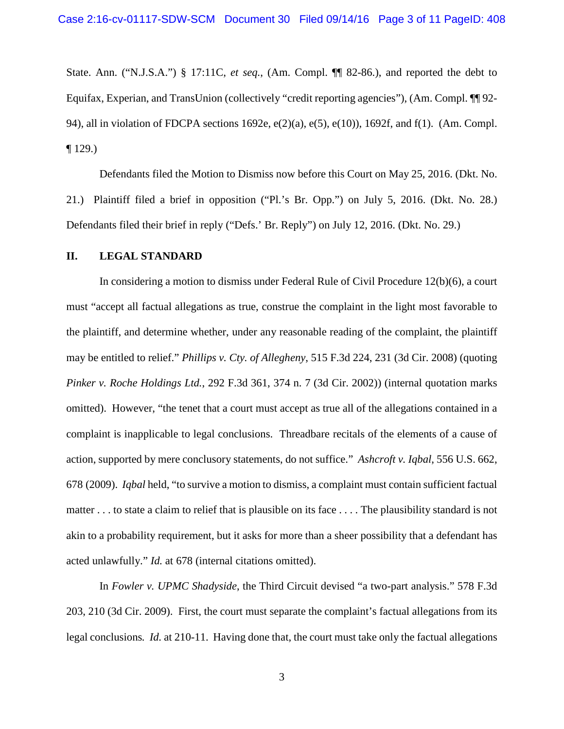State. Ann. ("N.J.S.A.") § 17:11C, *et seq.*, (Am. Compl. ¶¶ 82-86.), and reported the debt to Equifax, Experian, and TransUnion (collectively "credit reporting agencies"), (Am. Compl. ¶¶ 92-94), all in violation of FDCPA sections 1692e, e(2)(a), e(5), e(10)), 1692f, and f(1). (Am. Compl. ¶ 129.)

Defendants filed the Motion to Dismiss now before this Court on May 25, 2016. (Dkt. No. 21.) Plaintiff filed a brief in opposition ("Pl.'s Br. Opp.") on July 5, 2016. (Dkt. No. 28.) Defendants filed their brief in reply ("Defs.' Br. Reply") on July 12, 2016. (Dkt. No. 29.)

## II. LEGAL STANDARD

In considering a motion to dismiss under Federal Rule of Civil Procedure 12(b)(6), a court must "accept all factual allegations as true, construe the complaint in the light most favorable to the plaintiff, and determine whether, under any reasonable reading of the complaint, the plaintiff may be entitled to relief." *Phillips v. Cty. of Allegheny*, 515 F.3d 224, 231 (3d Cir. 2008) (quoting *Pinker v. Roche Holdings Ltd.*, 292 F.3d 361, 374 n. 7 (3d Cir. 2002)) (internal quotation marks omitted). However, "the tenet that a court must accept as true all of the allegations contained in a complaint is inapplicable to legal conclusions. Threadbare recitals of the elements of a cause of action, supported by mere conclusory statements, do not suffice." *Ashcroft v. Iqbal*, 556 U.S. 662, 678 (2009). *Iqbal* held, "to survive a motion to dismiss, a complaint must contain sufficient factual matter . . . to state a claim to relief that is plausible on its face . . . . The plausibility standard is not akin to a probability requirement, but it asks for more than a sheer possibility that a defendant has acted unlawfully." *Id.* at 678 (internal citations omitted).

In *Fowler v. UPMC Shadyside*, the Third Circuit devised "a two-part analysis." 578 F.3d 203, 210 (3d Cir. 2009). First, the court must separate the complaint's factual allegations from its legal conclusions. *Id.* at 210-11. Having done that, the court must take only the factual allegations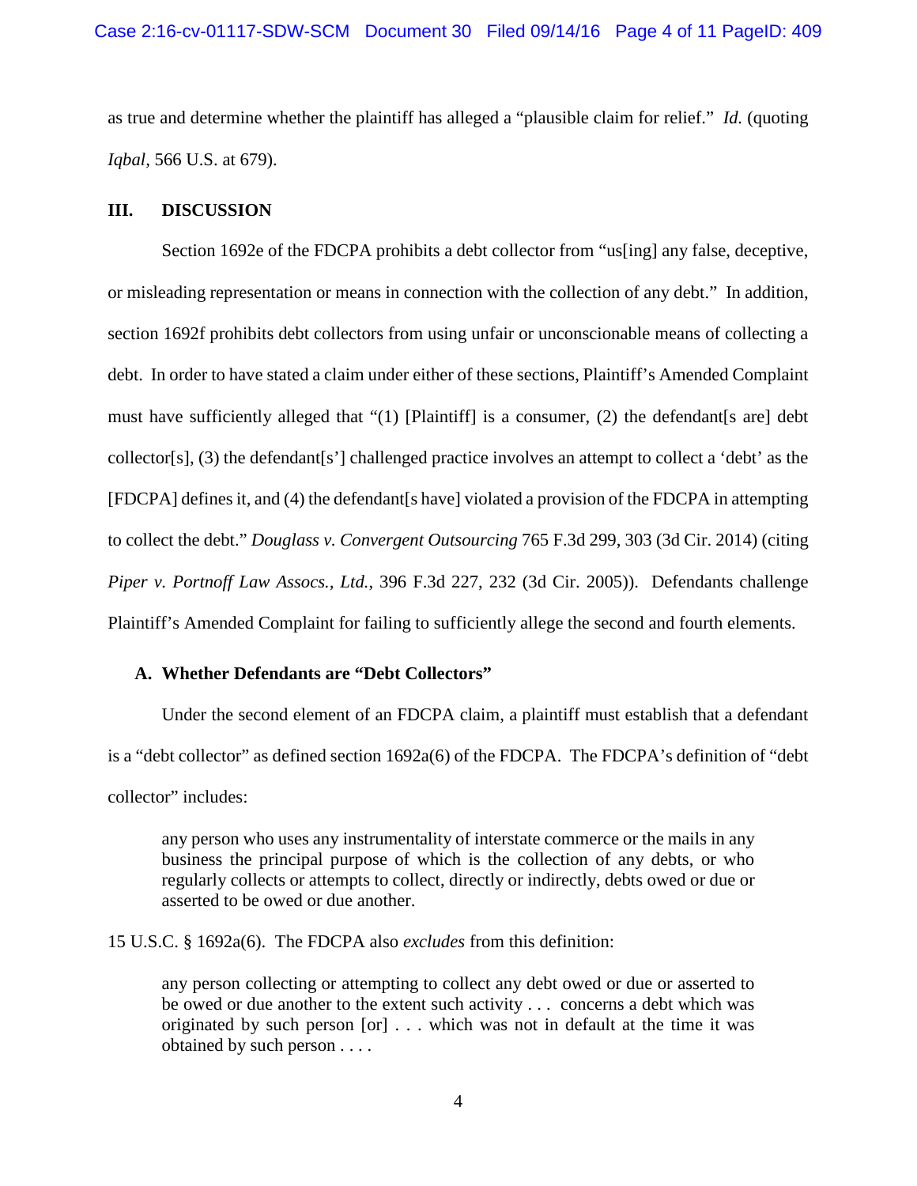as true and determine whether the plaintiff has alleged a "plausible claim for relief." *Id.* (quoting *Iqbal*, 566 U.S. at 679).

## III. DISCUSSION

Section 1692e of the FDCPA prohibits a debt collector from "us[ing] any false, deceptive, or misleading representation or means in connection with the collection of any debt." In addition, section 1692f prohibits debt collectors from using unfair or unconscionable means of collecting a debt. In order to have stated a claim under either of these sections, Plaintiff's Amended Complaint must have sufficiently alleged that "(1) [Plaintiff] is a consumer, (2) the defendant[s are] debt collector[s], (3) the defendant[s'] challenged practice involves an attempt to collect a 'debt' as the [FDCPA] defines it, and (4) the defendant[s have] violated a provision of the FDCPA in attempting to collect the debt." *Douglass v. Convergent Outsourcing* 765 F.3d 299, 303 (3d Cir. 2014) (citing *Piper v. Portnoff Law Assocs., Ltd.*, 396 F.3d 227, 232 (3d Cir. 2005)). Defendants challenge Plaintiff's Amended Complaint for failing to sufficiently allege the second and fourth elements.

### A. Whether Defendants are "Debt Collectors"

Under the second element of an FDCPA claim, a plaintiff must establish that a defendant is a "debt collector" as defined section 1692a(6) of the FDCPA. The FDCPA's definition of "debt collector" includes:

> any person who uses any instrumentality of interstate commerce or the mails in any business the principal purpose of which is the collection of any debts, or who regularly collects or attempts to collect, directly or indirectly, debts owed or due or asserted to be owed or due another.

15 U.S.C. § 1692a(6). The FDCPA also *excludes* from this definition:

> any person collecting or attempting to collect any debt owed or due or asserted to be owed or due another to the extent such activity . . . concerns a debt which was originated by such person [or] . . . which was not in default at the time it was obtained by such person . . . .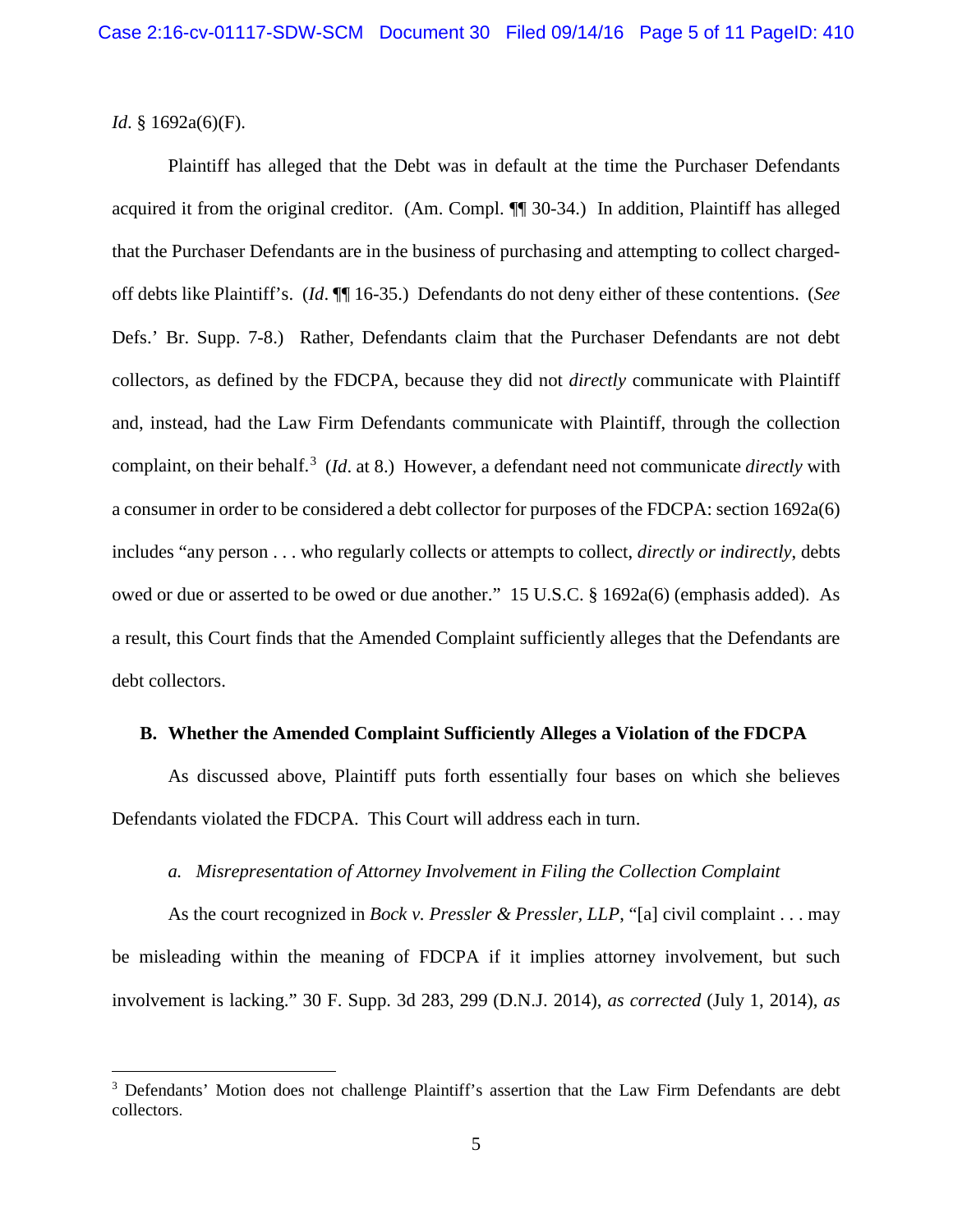*Id*. § 1692a(6)(F).

Plaintiff has alleged that the Debt was in default at the time the Purchaser Defendants acquired it from the original creditor. (Am. Compl. ¶¶ 30-34.) In addition, Plaintiff has alleged that the Purchaser Defendants are in the business of purchasing and attempting to collect charged-off debts like Plaintiff's. (*Id*. ¶¶ 16-35.) Defendants do not deny either of these contentions. (*See* Defs.' Br. Supp. 7-8.) Rather, Defendants claim that the Purchaser Defendants are not debt collectors, as defined by the FDCPA, because they did not *directly* communicate with Plaintiff and, instead, had the Law Firm Defendants communicate with Plaintiff, through the collection complaint, on their behalf.[3] (*Id*. at 8.) However, a defendant need not communicate *directly* with a consumer in order to be considered a debt collector for purposes of the FDCPA: section 1692a(6) includes "any person . . . who regularly collects or attempts to collect, *directly or indirectly*, debts owed or due or asserted to be owed or due another." 15 U.S.C. § 1692a(6) (emphasis added). As a result, this Court finds that the Amended Complaint sufficiently alleges that the Defendants are debt collectors.

**B. Whether the Amended Complaint Sufficiently Alleges a Violation of the FDCPA**

As discussed above, Plaintiff puts forth essentially four bases on which she believes Defendants violated the FDCPA. This Court will address each in turn.

*a. Misrepresentation of Attorney Involvement in Filing the Collection Complaint*

As the court recognized in *Bock v. Pressler & Pressler, LLP*, "[a] civil complaint . . . may be misleading within the meaning of FDCPA if it implies attorney involvement, but such involvement is lacking." 30 F. Supp. 3d 283, 299 (D.N.J. 2014), *as corrected* (July 1, 2014), *as*

[3] Defendants' Motion does not challenge Plaintiff's assertion that the Law Firm Defendants are debt collectors.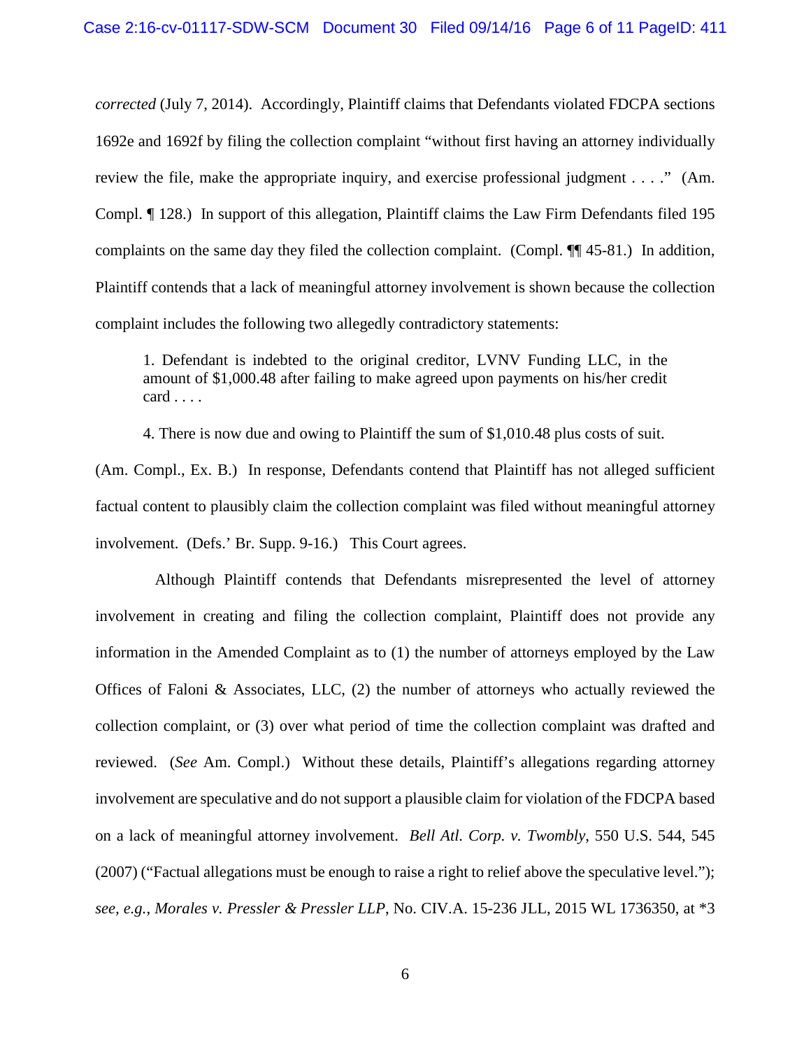*corrected* (July 7, 2014). Accordingly, Plaintiff claims that Defendants violated FDCPA sections 1692e and 1692f by filing the collection complaint "without first having an attorney individually review the file, make the appropriate inquiry, and exercise professional judgment . . . ." (Am. Compl. ¶ 128.) In support of this allegation, Plaintiff claims the Law Firm Defendants filed 195 complaints on the same day they filed the collection complaint. (Compl. ¶¶ 45-81.) In addition, Plaintiff contends that a lack of meaningful attorney involvement is shown because the collection complaint includes the following two allegedly contradictory statements:

> 1. Defendant is indebted to the original creditor, LVNV Funding LLC, in the amount of $1,000.48 after failing to make agreed upon payments on his/her credit card . . . .
>
> 4. There is now due and owing to Plaintiff the sum of $1,010.48 plus costs of suit.

(Am. Compl., Ex. B.) In response, Defendants contend that Plaintiff has not alleged sufficient factual content to plausibly claim the collection complaint was filed without meaningful attorney involvement. (Defs.' Br. Supp. 9-16.) This Court agrees.

Although Plaintiff contends that Defendants misrepresented the level of attorney involvement in creating and filing the collection complaint, Plaintiff does not provide any information in the Amended Complaint as to (1) the number of attorneys employed by the Law Offices of Faloni & Associates, LLC, (2) the number of attorneys who actually reviewed the collection complaint, or (3) over what period of time the collection complaint was drafted and reviewed. (*See* Am. Compl.) Without these details, Plaintiff's allegations regarding attorney involvement are speculative and do not support a plausible claim for violation of the FDCPA based on a lack of meaningful attorney involvement. *Bell Atl. Corp. v. Twombly*, 550 U.S. 544, 545 (2007) ("Factual allegations must be enough to raise a right to relief above the speculative level."); *see, e.g.*, *Morales v. Pressler & Pressler LLP*, No. CIV.A. 15-236 JLL, 2015 WL 1736350, at *3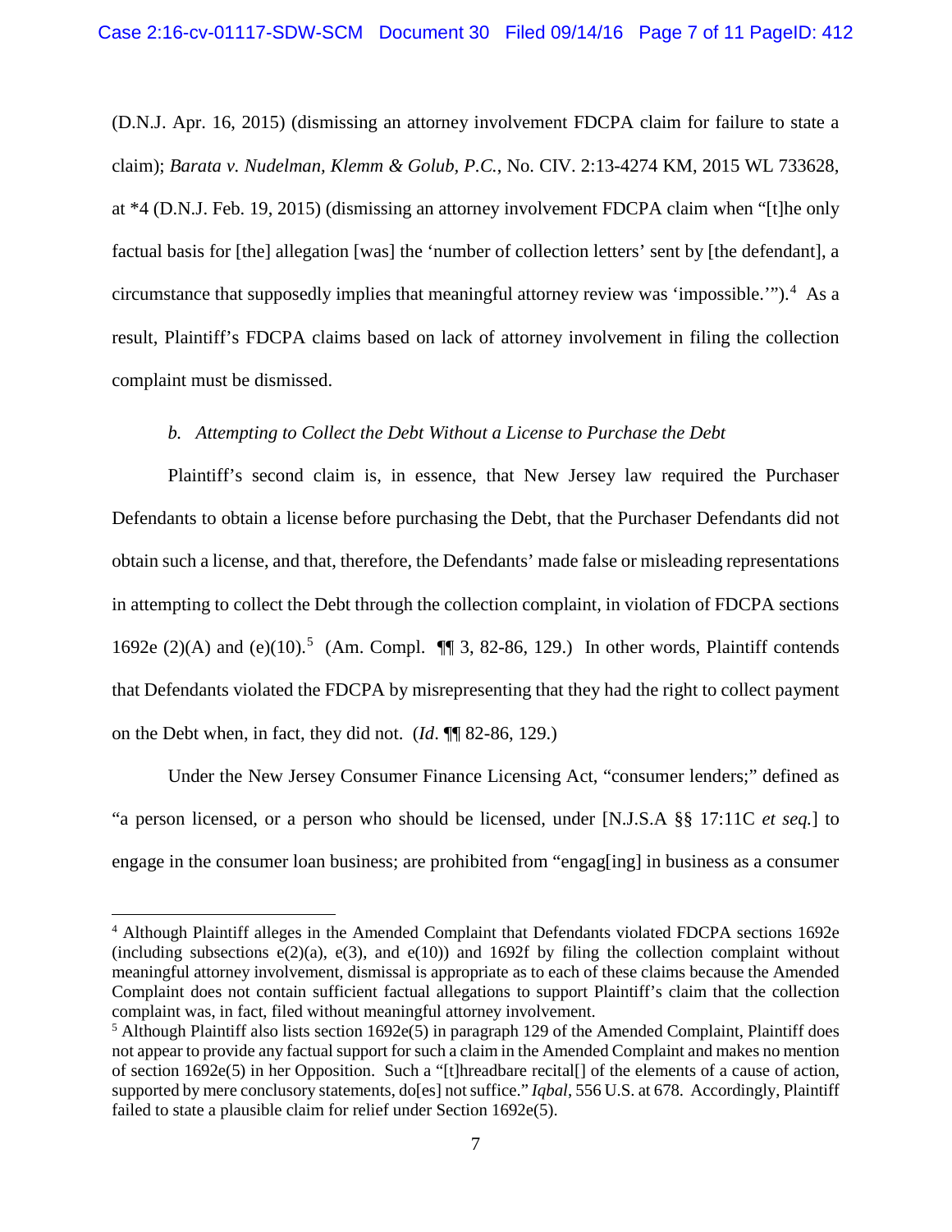(D.N.J. Apr. 16, 2015) (dismissing an attorney involvement FDCPA claim for failure to state a claim); *Barata v. Nudelman, Klemm & Golub, P.C.*, No. CIV. 2:13-4274 KM, 2015 WL 733628, at *4 (D.N.J. Feb. 19, 2015) (dismissing an attorney involvement FDCPA claim when "[t]he only factual basis for [the] allegation [was] the 'number of collection letters' sent by [the defendant], a circumstance that supposedly implies that meaningful attorney review was 'impossible.'").[4] As a result, Plaintiff's FDCPA claims based on lack of attorney involvement in filing the collection complaint must be dismissed.

*b. Attempting to Collect the Debt Without a License to Purchase the Debt*

Plaintiff's second claim is, in essence, that New Jersey law required the Purchaser Defendants to obtain a license before purchasing the Debt, that the Purchaser Defendants did not obtain such a license, and that, therefore, the Defendants' made false or misleading representations in attempting to collect the Debt through the collection complaint, in violation of FDCPA sections 1692e (2)(A) and (e)(10).[5] (Am. Compl. ¶¶ 3, 82-86, 129.) In other words, Plaintiff contends that Defendants violated the FDCPA by misrepresenting that they had the right to collect payment on the Debt when, in fact, they did not. (*Id*. ¶¶ 82-86, 129.)

Under the New Jersey Consumer Finance Licensing Act, "consumer lenders;" defined as "a person licensed, or a person who should be licensed, under [N.J.S.A §§ 17:11C *et seq.*] to engage in the consumer loan business; are prohibited from "engag[ing] in business as a consumer

---

[4] Although Plaintiff alleges in the Amended Complaint that Defendants violated FDCPA sections 1692e (including subsections e(2)(a), e(3), and e(10)) and 1692f by filing the collection complaint without meaningful attorney involvement, dismissal is appropriate as to each of these claims because the Amended Complaint does not contain sufficient factual allegations to support Plaintiff's claim that the collection complaint was, in fact, filed without meaningful attorney involvement.

[5] Although Plaintiff also lists section 1692e(5) in paragraph 129 of the Amended Complaint, Plaintiff does not appear to provide any factual support for such a claim in the Amended Complaint and makes no mention of section 1692e(5) in her Opposition. Such a "[t]hreadbare recital[] of the elements of a cause of action, supported by mere conclusory statements, do[es] not suffice." *Iqbal*, 556 U.S. at 678. Accordingly, Plaintiff failed to state a plausible claim for relief under Section 1692e(5).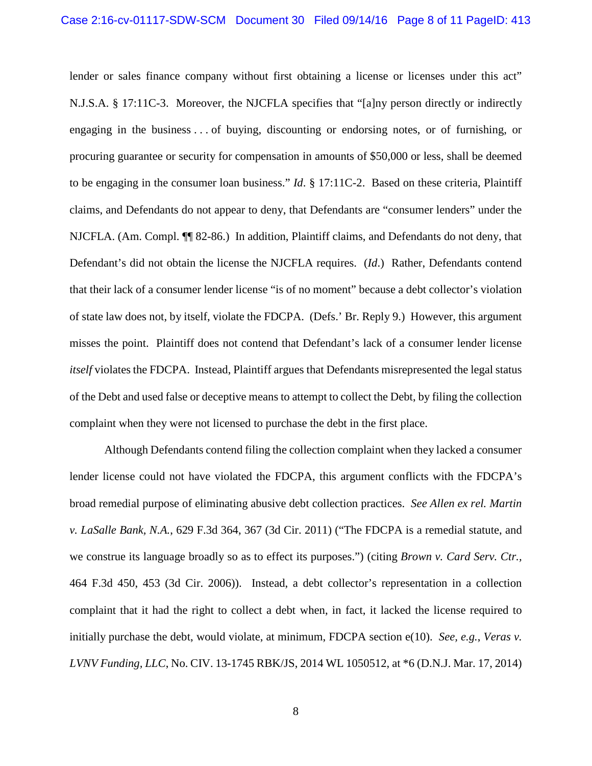lender or sales finance company without first obtaining a license or licenses under this act" N.J.S.A. § 17:11C-3. Moreover, the NJCFLA specifies that "[a]ny person directly or indirectly engaging in the business . . . of buying, discounting or endorsing notes, or of furnishing, or procuring guarantee or security for compensation in amounts of $50,000 or less, shall be deemed to be engaging in the consumer loan business." *Id*. § 17:11C-2. Based on these criteria, Plaintiff claims, and Defendants do not appear to deny, that Defendants are "consumer lenders" under the NJCFLA. (Am. Compl. ¶¶ 82-86.) In addition, Plaintiff claims, and Defendants do not deny, that Defendant's did not obtain the license the NJCFLA requires. (*Id*.) Rather, Defendants contend that their lack of a consumer lender license "is of no moment" because a debt collector's violation of state law does not, by itself, violate the FDCPA. (Defs.' Br. Reply 9.) However, this argument misses the point. Plaintiff does not contend that Defendant's lack of a consumer lender license *itself* violates the FDCPA. Instead, Plaintiff argues that Defendants misrepresented the legal status of the Debt and used false or deceptive means to attempt to collect the Debt, by filing the collection complaint when they were not licensed to purchase the debt in the first place.

Although Defendants contend filing the collection complaint when they lacked a consumer lender license could not have violated the FDCPA, this argument conflicts with the FDCPA's broad remedial purpose of eliminating abusive debt collection practices. *See Allen ex rel. Martin v. LaSalle Bank, N.A.*, 629 F.3d 364, 367 (3d Cir. 2011) ("The FDCPA is a remedial statute, and we construe its language broadly so as to effect its purposes.") (citing *Brown v. Card Serv. Ctr.*, 464 F.3d 450, 453 (3d Cir. 2006)). Instead, a debt collector's representation in a collection complaint that it had the right to collect a debt when, in fact, it lacked the license required to initially purchase the debt, would violate, at minimum, FDCPA section e(10). *See, e.g.*, *Veras v. LVNV Funding, LLC*, No. CIV. 13-1745 RBK/JS, 2014 WL 1050512, at *6 (D.N.J. Mar. 17, 2014)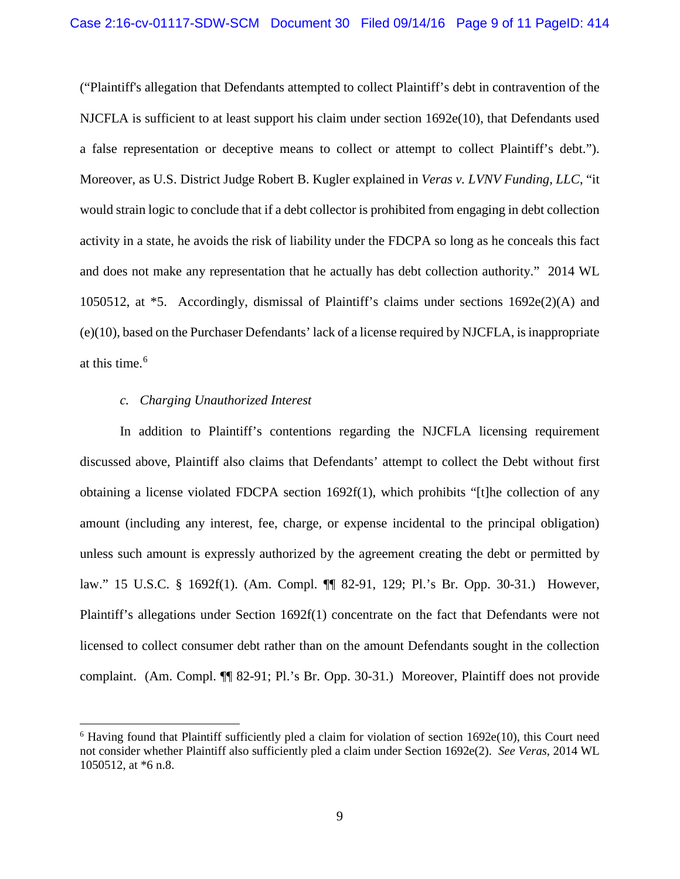("Plaintiff's allegation that Defendants attempted to collect Plaintiff's debt in contravention of the NJCFLA is sufficient to at least support his claim under section 1692e(10), that Defendants used a false representation or deceptive means to collect or attempt to collect Plaintiff's debt."). Moreover, as U.S. District Judge Robert B. Kugler explained in *Veras v. LVNV Funding, LLC*, "it would strain logic to conclude that if a debt collector is prohibited from engaging in debt collection activity in a state, he avoids the risk of liability under the FDCPA so long as he conceals this fact and does not make any representation that he actually has debt collection authority." 2014 WL 1050512, at *5. Accordingly, dismissal of Plaintiff's claims under sections 1692e(2)(A) and (e)(10), based on the Purchaser Defendants' lack of a license required by NJCFLA, is inappropriate at this time.[6]

*c. Charging Unauthorized Interest*

In addition to Plaintiff's contentions regarding the NJCFLA licensing requirement discussed above, Plaintiff also claims that Defendants' attempt to collect the Debt without first obtaining a license violated FDCPA section 1692f(1), which prohibits "[t]he collection of any amount (including any interest, fee, charge, or expense incidental to the principal obligation) unless such amount is expressly authorized by the agreement creating the debt or permitted by law." 15 U.S.C. § 1692f(1). (Am. Compl. ¶¶ 82-91, 129; Pl.'s Br. Opp. 30-31.) However, Plaintiff's allegations under Section 1692f(1) concentrate on the fact that Defendants were not licensed to collect consumer debt rather than on the amount Defendants sought in the collection complaint. (Am. Compl. ¶¶ 82-91; Pl.'s Br. Opp. 30-31.) Moreover, Plaintiff does not provide

---

[6] Having found that Plaintiff sufficiently pled a claim for violation of section 1692e(10), this Court need not consider whether Plaintiff also sufficiently pled a claim under Section 1692e(2). *See Veras*, 2014 WL 1050512, at *6 n.8.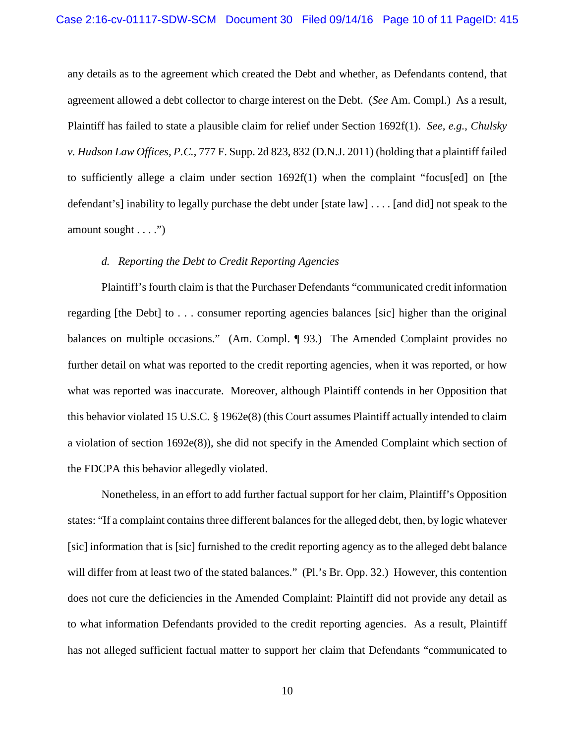any details as to the agreement which created the Debt and whether, as Defendants contend, that agreement allowed a debt collector to charge interest on the Debt. (*See* Am. Compl.) As a result, Plaintiff has failed to state a plausible claim for relief under Section 1692f(1). *See, e.g.*, *Chulsky v. Hudson Law Offices, P.C.*, 777 F. Supp. 2d 823, 832 (D.N.J. 2011) (holding that a plaintiff failed to sufficiently allege a claim under section 1692f(1) when the complaint "focus[ed] on [the defendant's] inability to legally purchase the debt under [state law] . . . . [and did] not speak to the amount sought . . . .")

*d. Reporting the Debt to Credit Reporting Agencies*

Plaintiff's fourth claim is that the Purchaser Defendants "communicated credit information regarding [the Debt] to . . . consumer reporting agencies balances [sic] higher than the original balances on multiple occasions." (Am. Compl. ¶ 93.) The Amended Complaint provides no further detail on what was reported to the credit reporting agencies, when it was reported, or how what was reported was inaccurate. Moreover, although Plaintiff contends in her Opposition that this behavior violated 15 U.S.C. § 1962e(8) (this Court assumes Plaintiff actually intended to claim a violation of section 1692e(8)), she did not specify in the Amended Complaint which section of the FDCPA this behavior allegedly violated.

Nonetheless, in an effort to add further factual support for her claim, Plaintiff's Opposition states: "If a complaint contains three different balances for the alleged debt, then, by logic whatever [sic] information that is [sic] furnished to the credit reporting agency as to the alleged debt balance will differ from at least two of the stated balances." (Pl.'s Br. Opp. 32.) However, this contention does not cure the deficiencies in the Amended Complaint: Plaintiff did not provide any detail as to what information Defendants provided to the credit reporting agencies. As a result, Plaintiff has not alleged sufficient factual matter to support her claim that Defendants "communicated to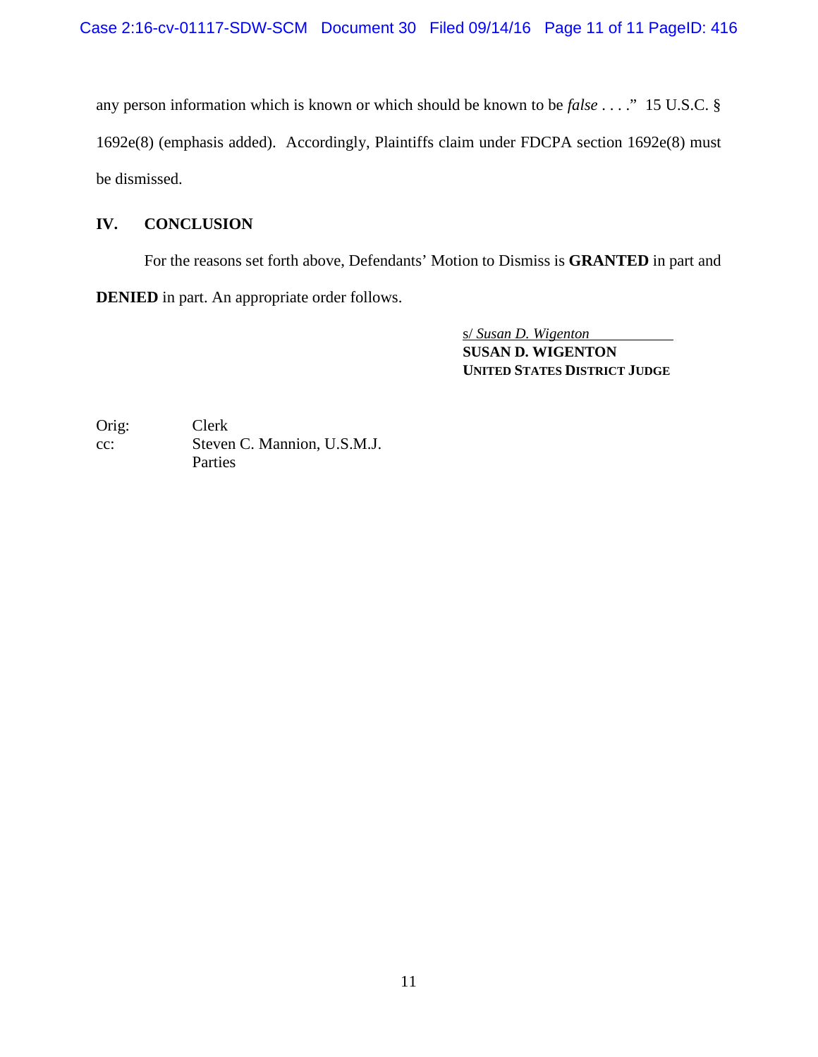any person information which is known or which should be known to be *false* . . . ." 15 U.S.C. § 1692e(8) (emphasis added). Accordingly, Plaintiffs claim under FDCPA section 1692e(8) must be dismissed.

## IV. CONCLUSION

For the reasons set forth above, Defendants' Motion to Dismiss is **GRANTED** in part and **DENIED** in part. An appropriate order follows.

s/ *Susan D. Wigenton*
**SUSAN D. WIGENTON**
**UNITED STATES DISTRICT JUDGE**

Orig: Clerk
cc: Steven C. Mannion, U.S.M.J.
Parties